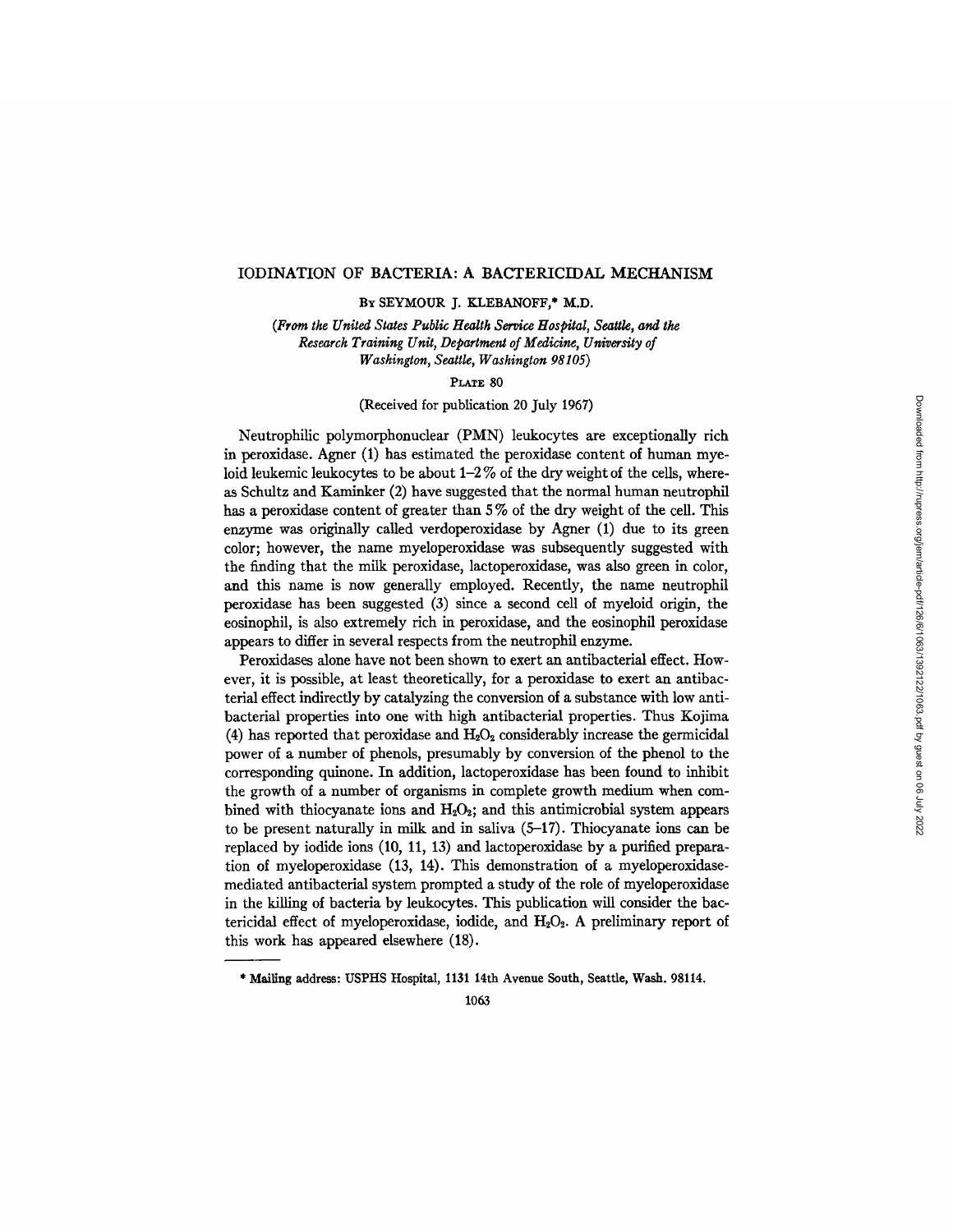# IODINATION OF BACTERIA: A BACTERICIDAL MECHANISM

BY SEYMOUR J. KLEBANOFF,* M.D.

*(From the United States Public Health Service Hospital, Seattle, and the Research Training Unit, Department of Medicine, University of Washington, Seattle, Washington 98105)*

PLATE 80

(Received for publication 20 July 1967)

Neutrophilic polymorphonuclear (PMN) leukocytes are exceptionally rich in peroxidase. Agner (1) has estimated the peroxidase content of human myeloid leukemic leukocytes to be about 1–2% of the dry weight of the cells, whereas Schultz and Kaminker (2) have suggested that the normal human neutrophil has a peroxidase content of greater than 5% of the dry weight of the cell. This enzyme was originally called verdoperoxidase by Agner (1) due to its green color; however, the name myeloperoxidase was subsequently suggested with the finding that the milk peroxidase, lactoperoxidase, was also green in color, and this name is now generally employed. Recently, the name neutrophil peroxidase has been suggested (3) since a second cell of myeloid origin, the eosinophil, is also extremely rich in peroxidase, and the eosinophil peroxidase appears to differ in several respects from the neutrophil enzyme.

Peroxidases alone have not been shown to exert an antibacterial effect. However, it is possible, at least theoretically, for a peroxidase to exert an antibacterial effect indirectly by catalyzing the conversion of a substance with low antibacterial properties into one with high antibacterial properties. Thus Kojima (4) has reported that peroxidase and $H_2O_2$ considerably increase the germicidal power of a number of phenols, presumably by conversion of the phenol to the corresponding quinone. In addition, lactoperoxidase has been found to inhibit the growth of a number of organisms in complete growth medium when combined with thiocyanate ions and $H_2O_2$; and this antimicrobial system appears to be present naturally in milk and in saliva (5–17). Thiocyanate ions can be replaced by iodide ions (10, 11, 13) and lactoperoxidase by a purified preparation of myeloperoxidase (13, 14). This demonstration of a myeloperoxidase-mediated antibacterial system prompted a study of the role of myeloperoxidase in the killing of bacteria by leukocytes. This publication will consider the bactericidal effect of myeloperoxidase, iodide, and $H_2O_2$. A preliminary report of this work has appeared elsewhere (18).

---

* Mailing address: USPHS Hospital, 1131 14th Avenue South, Seattle, Wash. 98114.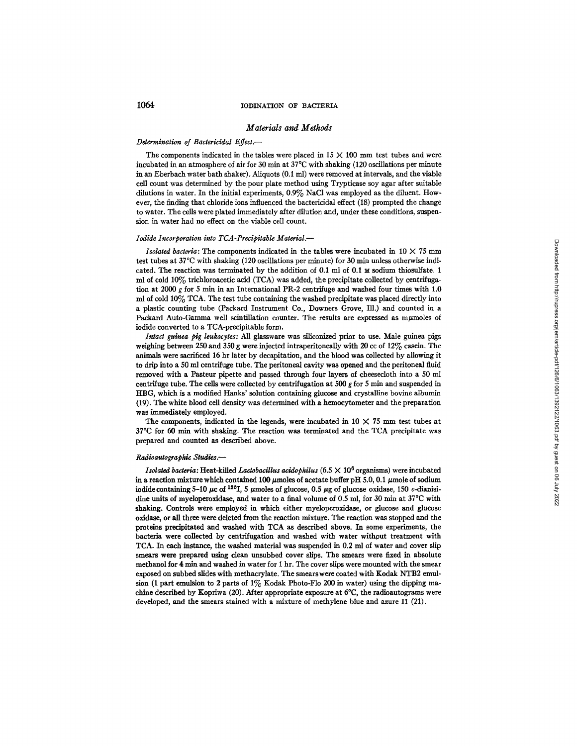## *Materials and Methods*

### *Determination of Bactericidal Effect.—*

The components indicated in the tables were placed in 15 × 100 mm test tubes and were incubated in an atmosphere of air for 30 min at 37°C with shaking (120 oscillations per minute in an Eberbach water bath shaker). Aliquots (0.1 ml) were removed at intervals, and the viable cell count was determined by the pour plate method using Trypticase soy agar after suitable dilutions in water. In the initial experiments, 0.9% NaCl was employed as the diluent. However, the finding that chloride ions influenced the bactericidal effect (18) prompted the change to water. The cells were plated immediately after dilution and, under these conditions, suspension in water had no effect on the viable cell count.

### *Iodide Incorporation into TCA-Precipitable Material.—*

*Isolated bacteria*: The components indicated in the tables were incubated in 10 × 75 mm test tubes at 37°C with shaking (120 oscillations per minute) for 30 min unless otherwise indicated. The reaction was terminated by the addition of 0.1 ml of 0.1 M sodium thiosulfate. 1 ml of cold 10% trichloroacetic acid (TCA) was added, the precipitate collected by centrifugation at 2000 *g* for 5 min in an International PR-2 centrifuge and washed four times with 1.0 ml of cold 10% TCA. The test tube containing the washed precipitate was placed directly into a plastic counting tube (Packard Instrument Co., Downers Grove, Ill.) and counted in a Packard Auto-Gamma well scintillation counter. The results are expressed as mμmoles of iodide converted to a TCA-precipitable form.

*Intact guinea pig leukocytes*: All glassware was siliconized prior to use. Male guinea pigs weighing between 250 and 350 g were injected intraperitoneally with 20 cc of 12% casein. The animals were sacrificed 16 hr later by decapitation, and the blood was collected by allowing it to drip into a 50 ml centrifuge tube. The peritoneal cavity was opened and the peritoneal fluid removed with a Pasteur pipette and passed through four layers of cheesecloth into a 50 ml centrifuge tube. The cells were collected by centrifugation at 500 *g* for 5 min and suspended in HBG, which is a modified Hanks' solution containing glucose and crystalline bovine albumin (19). The white blood cell density was determined with a hemocytometer and the preparation was immediately employed.

The components, indicated in the legends, were incubated in 10 × 75 mm test tubes at 37°C for 60 min with shaking. The reaction was terminated and the TCA precipitate was prepared and counted as described above.

### *Radioautographic Studies.—*

*Isolated bacteria*: Heat-killed *Lactobacillus acidophilus* ($6.5 \times 10^6$ organisms) were incubated in a reaction mixture which contained 100 μmoles of acetate buffer pH 5.0, 0.1 μmole of sodium iodide containing 5–10 μc of $^{125}I$, 5 μmoles of glucose, 0.5 μg of glucose oxidase, 150 *o*-dianisidine units of myeloperoxidase, and water to a final volume of 0.5 ml, for 30 min at 37°C with shaking. Controls were employed in which either myeloperoxidase, or glucose and glucose oxidase, or all three were deleted from the reaction mixture. The reaction was stopped and the proteins precipitated and washed with TCA as described above. In some experiments, the bacteria were collected by centrifugation and washed with water without treatment with TCA. In each instance, the washed material was suspended in 0.2 ml of water and cover slip smears were prepared using clean unsubbed cover slips. The smears were fixed in absolute methanol for 4 min and washed in water for 1 hr. The cover slips were mounted with the smear exposed on subbed slides with methacrylate. The smears were coated with Kodak NTB2 emulsion (1 part emulsion to 2 parts of 1% Kodak Photo-Flo 200 in water) using the dipping machine described by Kopriwa (20). After appropriate exposure at 6°C, the radioautograms were developed, and the smears stained with a mixture of methylene blue and azure II (21).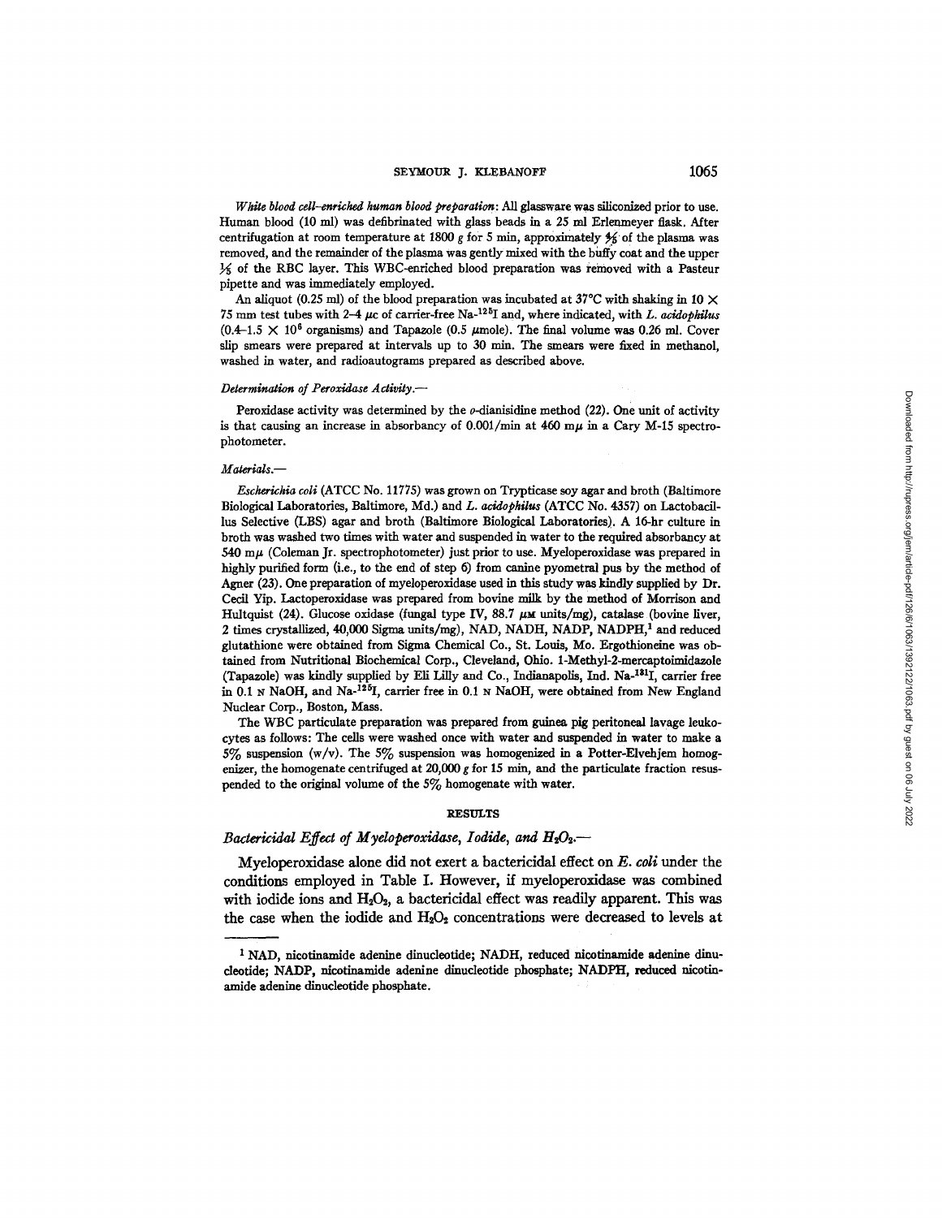*White blood cell–enriched human blood preparation*: All glassware was siliconized prior to use. Human blood (10 ml) was defibrinated with glass beads in a 25 ml Erlenmeyer flask. After centrifugation at room temperature at 1800 *g* for 5 min, approximately $\frac{4}{5}$ of the plasma was removed, and the remainder of the plasma was gently mixed with the buffy coat and the upper $\frac{1}{5}$ of the RBC layer. This WBC-enriched blood preparation was removed with a Pasteur pipette and was immediately employed.

An aliquot (0.25 ml) of the blood preparation was incubated at 37°C with shaking in 10 × 75 mm test tubes with 2–4 $\mu$c of carrier-free Na-$^{125}$I and, where indicated, with *L. acidophilus* (0.4–1.5 × $10^6$ organisms) and Tapazole (0.5 $\mu$mole). The final volume was 0.26 ml. Cover slip smears were prepared at intervals up to 30 min. The smears were fixed in methanol, washed in water, and radioautograms prepared as described above.

*Determination of Peroxidase Activity.—*

Peroxidase activity was determined by the *o*-dianisidine method (22). One unit of activity is that causing an increase in absorbancy of 0.001/min at 460 m$\mu$ in a Cary M-15 spectrophotometer.

*Materials.—*

*Escherichia coli* (ATCC No. 11775) was grown on Trypticase soy agar and broth (Baltimore Biological Laboratories, Baltimore, Md.) and *L. acidophilus* (ATCC No. 4357) on Lactobacillus Selective (LBS) agar and broth (Baltimore Biological Laboratories). A 16-hr culture in broth was washed two times with water and suspended in water to the required absorbancy at 540 m$\mu$ (Coleman Jr. spectrophotometer) just prior to use. Myeloperoxidase was prepared in highly purified form (i.e., to the end of step 6) from canine pyometral pus by the method of Agner (23). One preparation of myeloperoxidase used in this study was kindly supplied by Dr. Cecil Yip. Lactoperoxidase was prepared from bovine milk by the method of Morrison and Hultquist (24). Glucose oxidase (fungal type IV, 88.7 $\mu$M units/mg), catalase (bovine liver, 2 times crystallized, 40,000 Sigma units/mg), NAD, NADH, NADP, NADPH,[1] and reduced glutathione were obtained from Sigma Chemical Co., St. Louis, Mo. Ergothioneine was obtained from Nutritional Biochemical Corp., Cleveland, Ohio. 1-Methyl-2-mercaptoimidazole (Tapazole) was kindly supplied by Eli Lilly and Co., Indianapolis, Ind. Na-$^{131}$I, carrier free in 0.1 N NaOH, and Na-$^{125}$I, carrier free in 0.1 N NaOH, were obtained from New England Nuclear Corp., Boston, Mass.

The WBC particulate preparation was prepared from guinea pig peritoneal lavage leukocytes as follows: The cells were washed once with water and suspended in water to make a 5% suspension (w/v). The 5% suspension was homogenized in a Potter-Elvehjem homogenizer, the homogenate centrifuged at 20,000 *g* for 15 min, and the particulate fraction resuspended to the original volume of the 5% homogenate with water.

## RESULTS

*Bactericidal Effect of Myeloperoxidase, Iodide, and $H_2O_2$.—*

Myeloperoxidase alone did not exert a bactericidal effect on *E. coli* under the conditions employed in Table I. However, if myeloperoxidase was combined with iodide ions and $H_2O_2$, a bactericidal effect was readily apparent. This was the case when the iodide and $H_2O_2$ concentrations were decreased to levels at

[1] NAD, nicotinamide adenine dinucleotide; NADH, reduced nicotinamide adenine dinucleotide; NADP, nicotinamide adenine dinucleotide phosphate; NADPH, reduced nicotinamide adenine dinucleotide phosphate.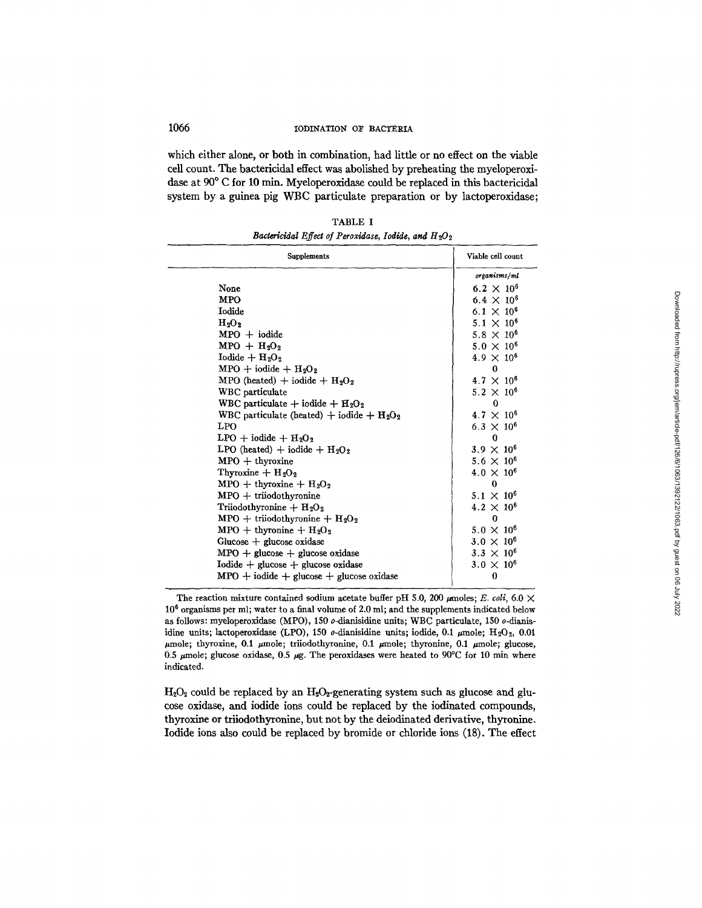which either alone, or both in combination, had little or no effect on the viable cell count. The bactericidal effect was abolished by preheating the myeloperoxidase at 90° C for 10 min. Myeloperoxidase could be replaced in this bactericidal system by a guinea pig WBC particulate preparation or by lactoperoxidase;

TABLE I

*Bactericidal Effect of Peroxidase, Iodide, and $H_2O_2$*

| Supplements | Viable cell count |
|---|---|
| | *organisms/ml* |
| None | $6.2 \times 10^6$ |
| MPO | $6.4 \times 10^6$ |
| Iodide | $6.1 \times 10^6$ |
| $H_2O_2$ | $5.1 \times 10^6$ |
| MPO + iodide | $5.8 \times 10^6$ |
| MPO + $H_2O_2$ | $5.0 \times 10^6$ |
| Iodide + $H_2O_2$ | $4.9 \times 10^6$ |
| MPO + iodide + $H_2O_2$ | 0 |
| MPO (heated) + iodide + $H_2O_2$ | $4.7 \times 10^6$ |
| WBC particulate | $5.2 \times 10^6$ |
| WBC particulate + iodide + $H_2O_2$ | 0 |
| WBC particulate (heated) + iodide + $H_2O_2$ | $4.7 \times 10^6$ |
| LPO | $6.3 \times 10^6$ |
| LPO + iodide + $H_2O_2$ | 0 |
| LPO (heated) + iodide + $H_2O_2$ | $3.9 \times 10^6$ |
| MPO + thyroxine | $5.6 \times 10^6$ |
| Thyroxine + $H_2O_2$ | $4.0 \times 10^6$ |
| MPO + thyroxine + $H_2O_2$ | 0 |
| MPO + triiodothyronine | $5.1 \times 10^6$ |
| Triiodothyronine + $H_2O_2$ | $4.2 \times 10^6$ |
| MPO + triiodothyronine + $H_2O_2$ | 0 |
| MPO + thyronine + $H_2O_2$ | $5.0 \times 10^6$ |
| Glucose + glucose oxidase | $3.0 \times 10^6$ |
| MPO + glucose + glucose oxidase | $3.3 \times 10^6$ |
| Iodide + glucose + glucose oxidase | $3.0 \times 10^6$ |
| MPO + iodide + glucose + glucose oxidase | 0 |

The reaction mixture contained sodium acetate buffer pH 5.0, 200 μmoles; *E. coli*, $6.0 \times 10^6$ organisms per ml; water to a final volume of 2.0 ml; and the supplements indicated below as follows: myeloperoxidase (MPO), 150 *o*-dianisidine units; WBC particulate, 150 *o*-dianisidine units; lactoperoxidase (LPO), 150 *o*-dianisidine units; iodide, 0.1 μmole; $H_2O_2$, 0.01 μmole; thyroxine, 0.1 μmole; triiodothyronine, 0.1 μmole; thyronine, 0.1 μmole; glucose, 0.5 μmole; glucose oxidase, 0.5 μg. The peroxidases were heated to 90°C for 10 min where indicated.

$H_2O_2$ could be replaced by an $H_2O_2$-generating system such as glucose and glucose oxidase, and iodide ions could be replaced by the iodinated compounds, thyroxine or triiodothyronine, but not by the deiodinated derivative, thyronine. Iodide ions also could be replaced by bromide or chloride ions (18). The effect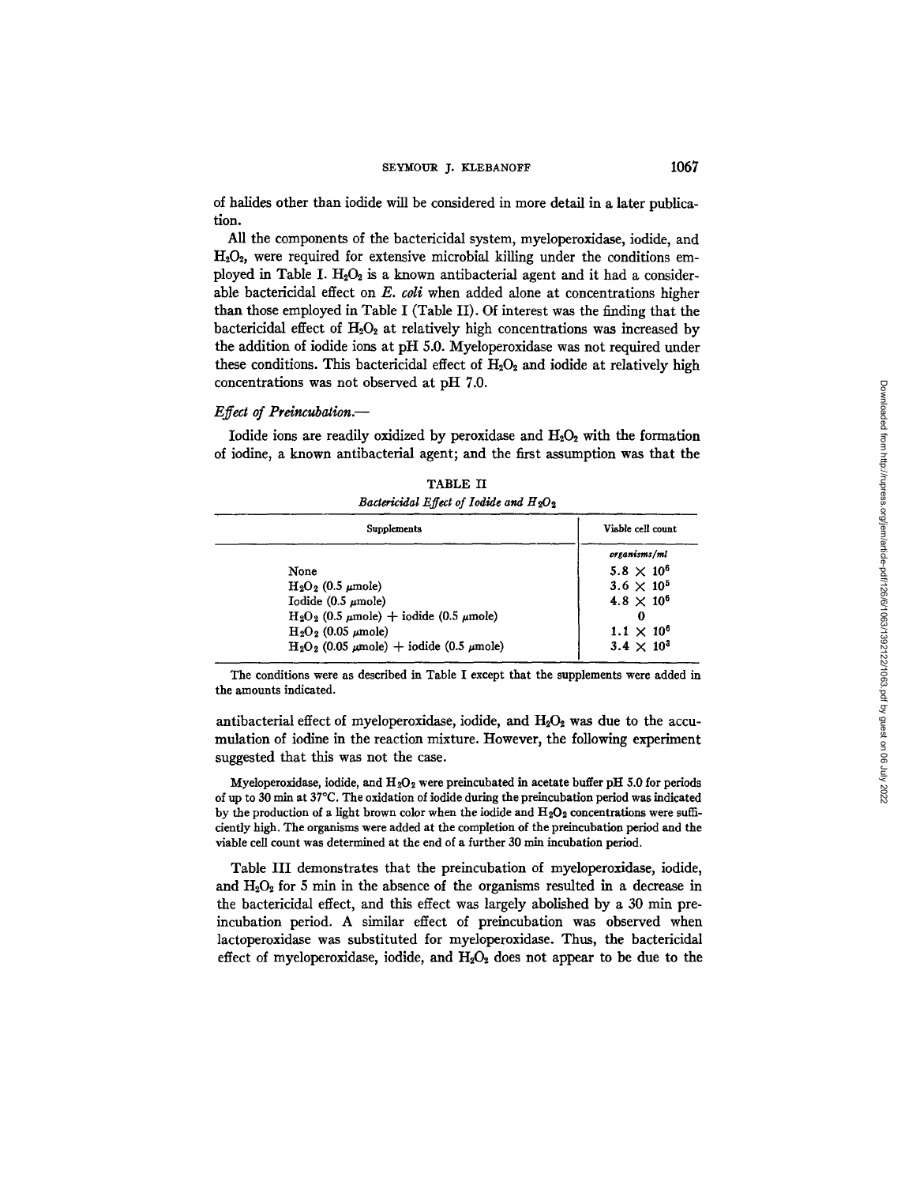of halides other than iodide will be considered in more detail in a later publication.

All the components of the bactericidal system, myeloperoxidase, iodide, and $H_2O_2$, were required for extensive microbial killing under the conditions employed in Table I. $H_2O_2$ is a known antibacterial agent and it had a considerable bactericidal effect on *E. coli* when added alone at concentrations higher than those employed in Table I (Table II). Of interest was the finding that the bactericidal effect of $H_2O_2$ at relatively high concentrations was increased by the addition of iodide ions at pH 5.0. Myeloperoxidase was not required under these conditions. This bactericidal effect of $H_2O_2$ and iodide at relatively high concentrations was not observed at pH 7.0.

*Effect of Preincubation.—*

Iodide ions are readily oxidized by peroxidase and $H_2O_2$ with the formation of iodine, a known antibacterial agent; and the first assumption was that the antibacterial effect of myeloperoxidase, iodide, and $H_2O_2$ was due to the accumulation of iodine in the reaction mixture. However, the following experiment suggested that this was not the case.

TABLE II

*Bactericidal Effect of Iodide and $H_2O_2$*

| Supplements | Viable cell count |
|---|---|
| | *organisms/ml* |
| None | $5.8 \times 10^6$ |
| $H_2O_2$ (0.5 μmole) | $3.6 \times 10^5$ |
| Iodide (0.5 μmole) | $4.8 \times 10^6$ |
| $H_2O_2$ (0.5 μmole) + iodide (0.5 μmole) | 0 |
| $H_2O_2$ (0.05 μmole) | $1.1 \times 10^6$ |
| $H_2O_2$ (0.05 μmole) + iodide (0.5 μmole) | $3.4 \times 10^3$ |

The conditions were as described in Table I except that the supplements were added in the amounts indicated.

Myeloperoxidase, iodide, and $H_2O_2$ were preincubated in acetate buffer pH 5.0 for periods of up to 30 min at 37°C. The oxidation of iodide during the preincubation period was indicated by the production of a light brown color when the iodide and $H_2O_2$ concentrations were sufficiently high. The organisms were added at the completion of the preincubation period and the viable cell count was determined at the end of a further 30 min incubation period.

Table III demonstrates that the preincubation of myeloperoxidase, iodide, and $H_2O_2$ for 5 min in the absence of the organisms resulted in a decrease in the bactericidal effect, and this effect was largely abolished by a 30 min preincubation period. A similar effect of preincubation was observed when lactoperoxidase was substituted for myeloperoxidase. Thus, the bactericidal effect of myeloperoxidase, iodide, and $H_2O_2$ does not appear to be due to the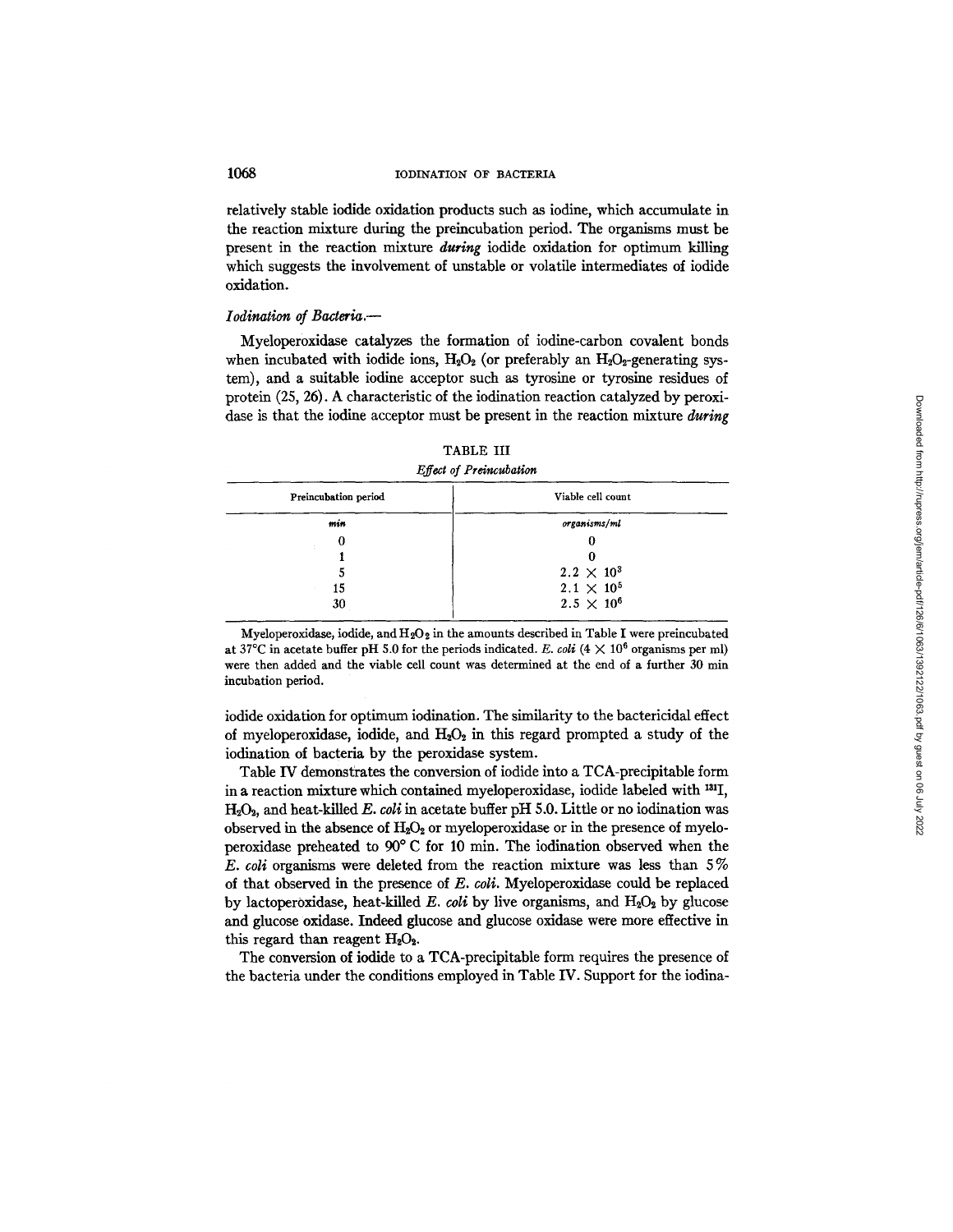relatively stable iodide oxidation products such as iodine, which accumulate in the reaction mixture during the preincubation period. The organisms must be present in the reaction mixture *during* iodide oxidation for optimum killing which suggests the involvement of unstable or volatile intermediates of iodide oxidation.

### *Iodination of Bacteria.—*

Myeloperoxidase catalyzes the formation of iodine-carbon covalent bonds when incubated with iodide ions, $H_2O_2$ (or preferably an $H_2O_2$-generating system), and a suitable iodine acceptor such as tyrosine or tyrosine residues of protein (25, 26). A characteristic of the iodination reaction catalyzed by peroxidase is that the iodine acceptor must be present in the reaction mixture *during* iodide oxidation for optimum iodination. The similarity to the bactericidal effect of myeloperoxidase, iodide, and $H_2O_2$ in this regard prompted a study of the iodination of bacteria by the peroxidase system.

TABLE III

*Effect of Preincubation*

| Preincubation period | Viable cell count |
|---|---|
| *min* | *organisms/ml* |
| 0 | 0 |
| 1 | 0 |
| 5 | $2.2 \times 10^3$ |
| 15 | $2.1 \times 10^5$ |
| 30 | $2.5 \times 10^6$ |

Myeloperoxidase, iodide, and $H_2O_2$ in the amounts described in Table I were preincubated at 37°C in acetate buffer pH 5.0 for the periods indicated. *E. coli* ($4 \times 10^6$ organisms per ml) were then added and the viable cell count was determined at the end of a further 30 min incubation period.

Table IV demonstrates the conversion of iodide into a TCA-precipitable form in a reaction mixture which contained myeloperoxidase, iodide labeled with $^{131}I$, $H_2O_2$, and heat-killed *E. coli* in acetate buffer pH 5.0. Little or no iodination was observed in the absence of $H_2O_2$ or myeloperoxidase or in the presence of myeloperoxidase preheated to 90° C for 10 min. The iodination observed when the *E. coli* organisms were deleted from the reaction mixture was less than 5% of that observed in the presence of *E. coli*. Myeloperoxidase could be replaced by lactoperoxidase, heat-killed *E. coli* by live organisms, and $H_2O_2$ by glucose and glucose oxidase. Indeed glucose and glucose oxidase were more effective in this regard than reagent $H_2O_2$.

The conversion of iodide to a TCA-precipitable form requires the presence of the bacteria under the conditions employed in Table IV. Support for the iodina-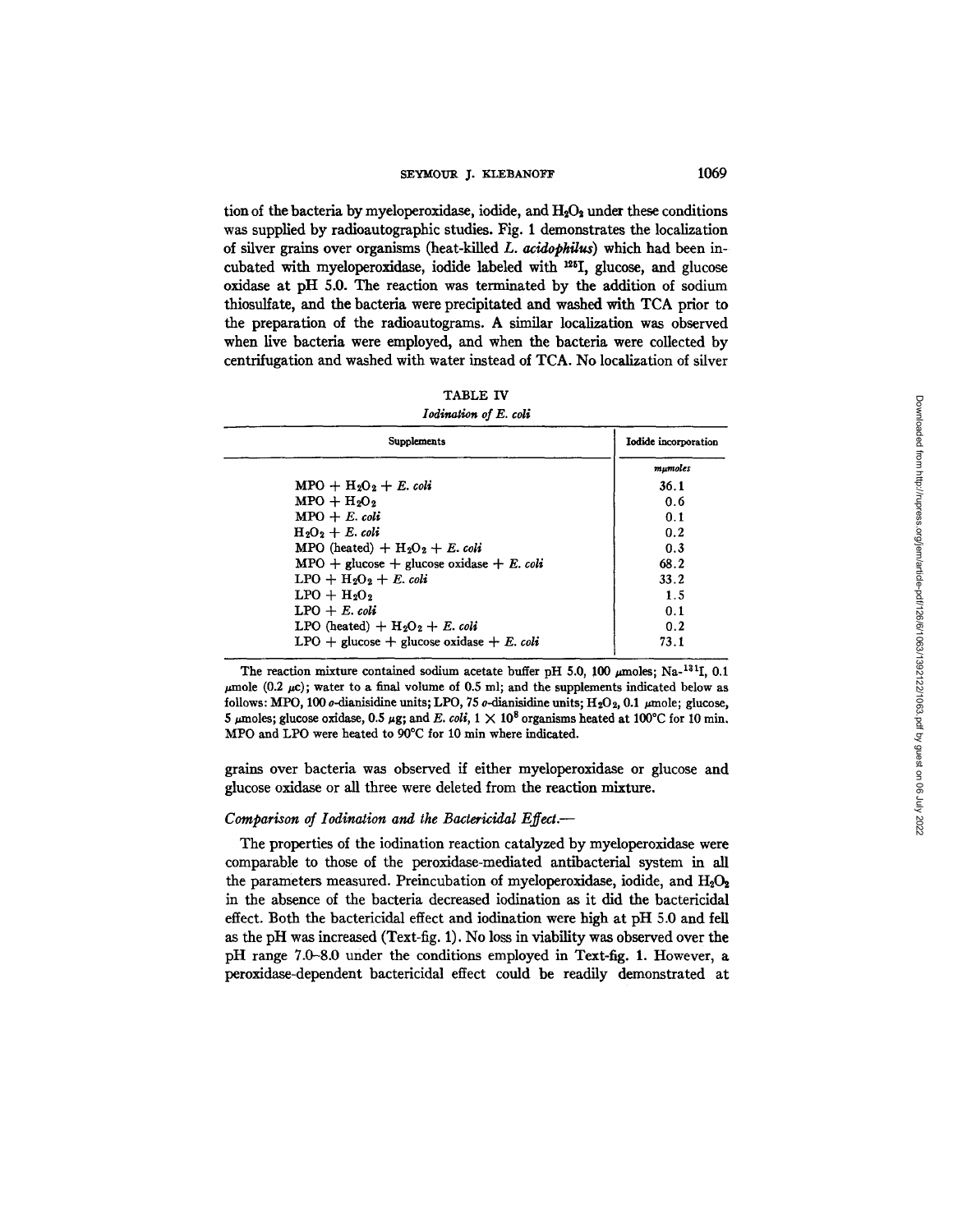tion of the bacteria by myeloperoxidase, iodide, and $H_2O_2$ under these conditions was supplied by radioautographic studies. Fig. 1 demonstrates the localization of silver grains over organisms (heat-killed *L. acidophilus*) which had been incubated with myeloperoxidase, iodide labeled with $^{125}I$, glucose, and glucose oxidase at pH 5.0. The reaction was terminated by the addition of sodium thiosulfate, and the bacteria were precipitated and washed with TCA prior to the preparation of the radioautograms. A similar localization was observed when live bacteria were employed, and when the bacteria were collected by centrifugation and washed with water instead of TCA. No localization of silver grains over bacteria was observed if either myeloperoxidase or glucose and glucose oxidase or all three were deleted from the reaction mixture.

TABLE IV

*Iodination of E. coli*

| Supplements | Iodide incorporation |
|---|---|
| | *mμmoles* |
| MPO + $H_2O_2$ + *E. coli* | 36.1 |
| MPO + $H_2O_2$ | 0.6 |
| MPO + *E. coli* | 0.1 |
| $H_2O_2$ + *E. coli* | 0.2 |
| MPO (heated) + $H_2O_2$ + *E. coli* | 0.3 |
| MPO + glucose + glucose oxidase + *E. coli* | 68.2 |
| LPO + $H_2O_2$ + *E. coli* | 33.2 |
| LPO + $H_2O_2$ | 1.5 |
| LPO + *E. coli* | 0.1 |
| LPO (heated) + $H_2O_2$ + *E. coli* | 0.2 |
| LPO + glucose + glucose oxidase + *E. coli* | 73.1 |

The reaction mixture contained sodium acetate buffer pH 5.0, 100 μmoles; Na-$^{131}I$, 0.1 μmole (0.2 μc); water to a final volume of 0.5 ml; and the supplements indicated below as follows: MPO, 100 *o*-dianisidine units; LPO, 75 *o*-dianisidine units; $H_2O_2$, 0.1 μmole; glucose, 5 μmoles; glucose oxidase, 0.5 μg; and *E. coli*, $1 \times 10^8$ organisms heated at 100°C for 10 min. MPO and LPO were heated to 90°C for 10 min where indicated.

### *Comparison of Iodination and the Bactericidal Effect.—*

The properties of the iodination reaction catalyzed by myeloperoxidase were comparable to those of the peroxidase-mediated antibacterial system in all the parameters measured. Preincubation of myeloperoxidase, iodide, and $H_2O_2$ in the absence of the bacteria decreased iodination as it did the bactericidal effect. Both the bactericidal effect and iodination were high at pH 5.0 and fell as the pH was increased (Text-fig. 1). No loss in viability was observed over the pH range 7.0–8.0 under the conditions employed in Text-fig. 1. However, a peroxidase-dependent bactericidal effect could be readily demonstrated at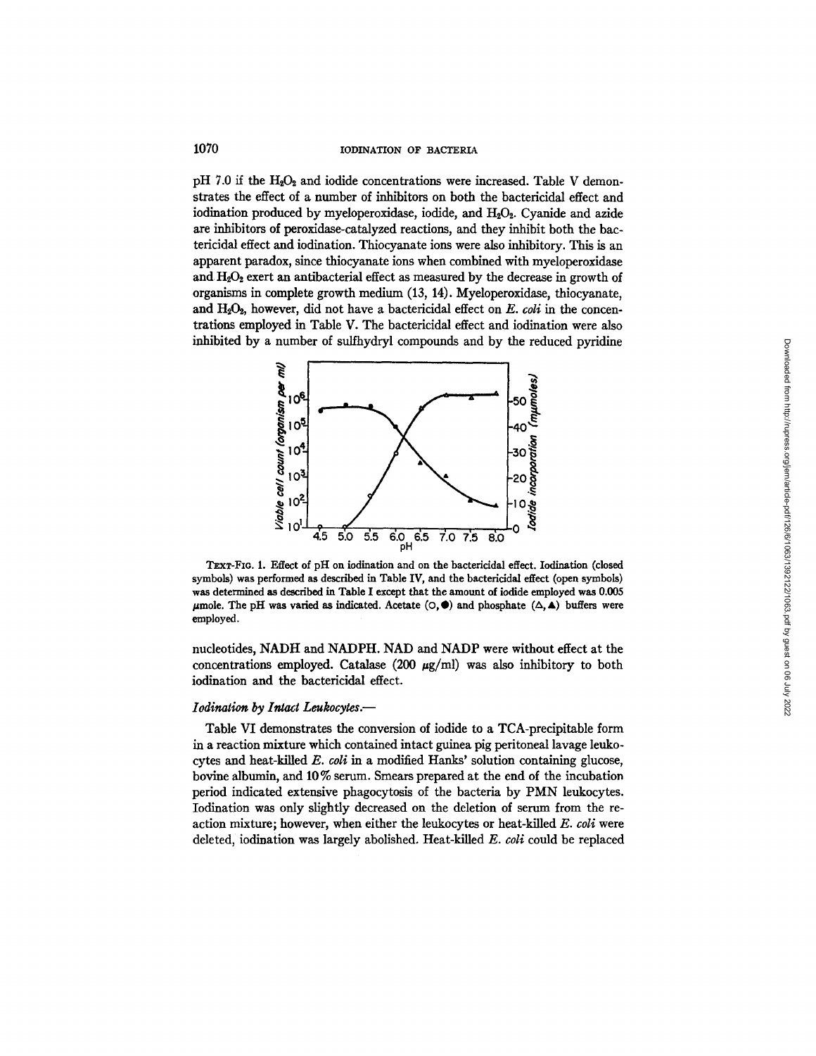pH 7.0 if the $H_2O_2$ and iodide concentrations were increased. Table V demonstrates the effect of a number of inhibitors on both the bactericidal effect and iodination produced by myeloperoxidase, iodide, and $H_2O_2$. Cyanide and azide are inhibitors of peroxidase-catalyzed reactions, and they inhibit both the bactericidal effect and iodination. Thiocyanate ions were also inhibitory. This is an apparent paradox, since thiocyanate ions when combined with myeloperoxidase and $H_2O_2$ exert an antibacterial effect as measured by the decrease in growth of organisms in complete growth medium (13, 14). Myeloperoxidase, thiocyanate, and $H_2O_2$, however, did not have a bactericidal effect on *E. coli* in the concentrations employed in Table V. The bactericidal effect and iodination were also inhibited by a number of sulfhydryl compounds and by the reduced pyridine

TEXT-FIG. 1. Effect of pH on iodination and on the bactericidal effect. Iodination (closed symbols) was performed as described in Table IV, and the bactericidal effect (open symbols) was determined as described in Table I except that the amount of iodide employed was 0.005 μmole. The pH was varied as indicated. Acetate (○, ●) and phosphate (△, ▲) buffers were employed.

nucleotides, NADH and NADPH. NAD and NADP were without effect at the concentrations employed. Catalase (200 μg/ml) was also inhibitory to both iodination and the bactericidal effect.

### *Iodination by Intact Leukocytes.—*

Table VI demonstrates the conversion of iodide to a TCA-precipitable form in a reaction mixture which contained intact guinea pig peritoneal lavage leukocytes and heat-killed *E. coli* in a modified Hanks' solution containing glucose, bovine albumin, and 10% serum. Smears prepared at the end of the incubation period indicated extensive phagocytosis of the bacteria by PMN leukocytes. Iodination was only slightly decreased on the deletion of serum from the reaction mixture; however, when either the leukocytes or heat-killed *E. coli* were deleted, iodination was largely abolished. Heat-killed *E. coli* could be replaced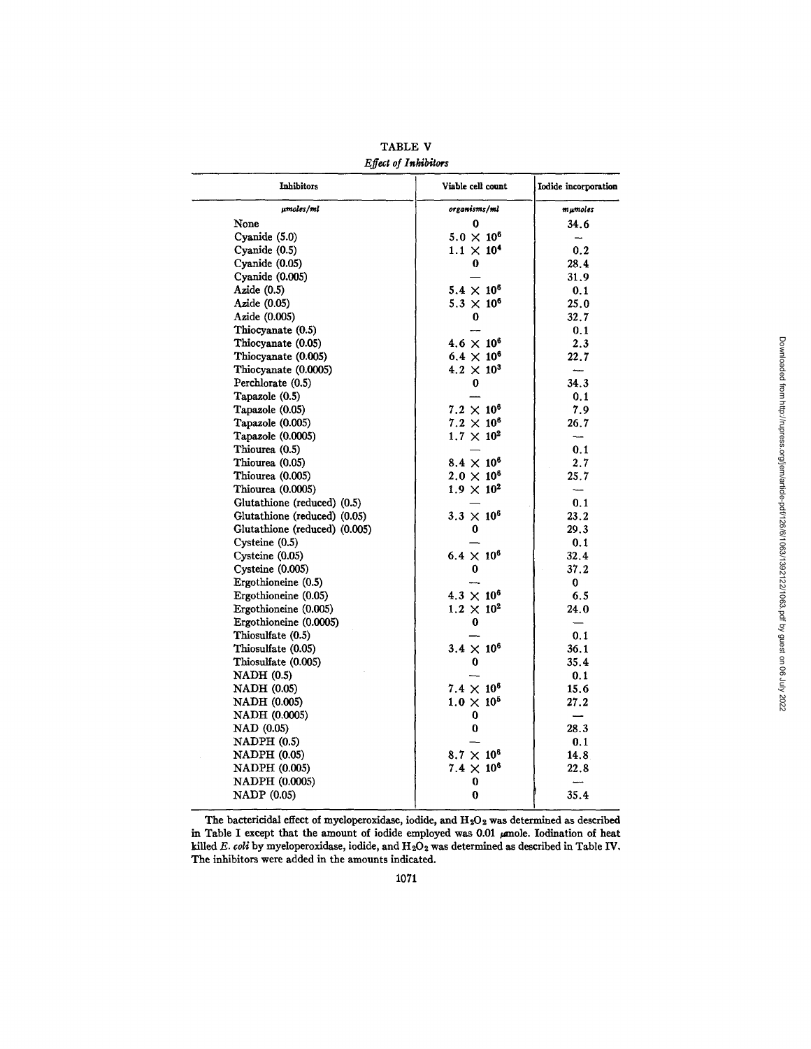TABLE V

*Effect of Inhibitors*

| Inhibitors | Viable cell count | Iodide incorporation |
|---|---|---|
| *μmoles/ml* | *organisms/ml* | *mμmoles* |
| None | 0 | 34.6 |
| Cyanide (5.0) | $5.0 \times 10^6$ | — |
| Cyanide (0.5) | $1.1 \times 10^4$ | 0.2 |
| Cyanide (0.05) | 0 | 28.4 |
| Cyanide (0.005) | — | 31.9 |
| Azide (0.5) | $5.4 \times 10^6$ | 0.1 |
| Azide (0.05) | $5.3 \times 10^6$ | 25.0 |
| Azide (0.005) | 0 | 32.7 |
| Thiocyanate (0.5) | — | 0.1 |
| Thiocyanate (0.05) | $4.6 \times 10^6$ | 2.3 |
| Thiocyanate (0.005) | $6.4 \times 10^6$ | 22.7 |
| Thiocyanate (0.0005) | $4.2 \times 10^3$ | — |
| Perchlorate (0.5) | 0 | 34.3 |
| Tapazole (0.5) | — | 0.1 |
| Tapazole (0.05) | $7.2 \times 10^6$ | 7.9 |
| Tapazole (0.005) | $7.2 \times 10^6$ | 26.7 |
| Tapazole (0.0005) | $1.7 \times 10^2$ | — |
| Thiourea (0.5) | — | 0.1 |
| Thiourea (0.05) | $8.4 \times 10^6$ | 2.7 |
| Thiourea (0.005) | $2.0 \times 10^6$ | 25.7 |
| Thiourea (0.0005) | $1.9 \times 10^2$ | — |
| Glutathione (reduced) (0.5) | — | 0.1 |
| Glutathione (reduced) (0.05) | $3.3 \times 10^6$ | 23.2 |
| Glutathione (reduced) (0.005) | 0 | 29.3 |
| Cysteine (0.5) | — | 0.1 |
| Cysteine (0.05) | $6.4 \times 10^6$ | 32.4 |
| Cysteine (0.005) | 0 | 37.2 |
| Ergothioneine (0.5) | — | 0 |
| Ergothioneine (0.05) | $4.3 \times 10^6$ | 6.5 |
| Ergothioneine (0.005) | $1.2 \times 10^2$ | 24.0 |
| Ergothioneine (0.0005) | 0 | — |
| Thiosulfate (0.5) | — | 0.1 |
| Thiosulfate (0.05) | $3.4 \times 10^6$ | 36.1 |
| Thiosulfate (0.005) | 0 | 35.4 |
| NADH (0.5) | — | 0.1 |
| NADH (0.05) | $7.4 \times 10^6$ | 15.6 |
| NADH (0.005) | $1.0 \times 10^5$ | 27.2 |
| NADH (0.0005) | 0 | — |
| NAD (0.05) | 0 | 28.3 |
| NADPH (0.5) | — | 0.1 |
| NADPH (0.05) | $8.7 \times 10^6$ | 14.8 |
| NADPH (0.005) | $7.4 \times 10^6$ | 22.8 |
| NADPH (0.0005) | 0 | — |
| NADP (0.05) | 0 | 35.4 |

The bactericidal effect of myeloperoxidase, iodide, and $H_2O_2$ was determined as described in Table I except that the amount of iodide employed was 0.01 μmole. Iodination of heat killed *E. coli* by myeloperoxidase, iodide, and $H_2O_2$ was determined as described in Table IV. The inhibitors were added in the amounts indicated.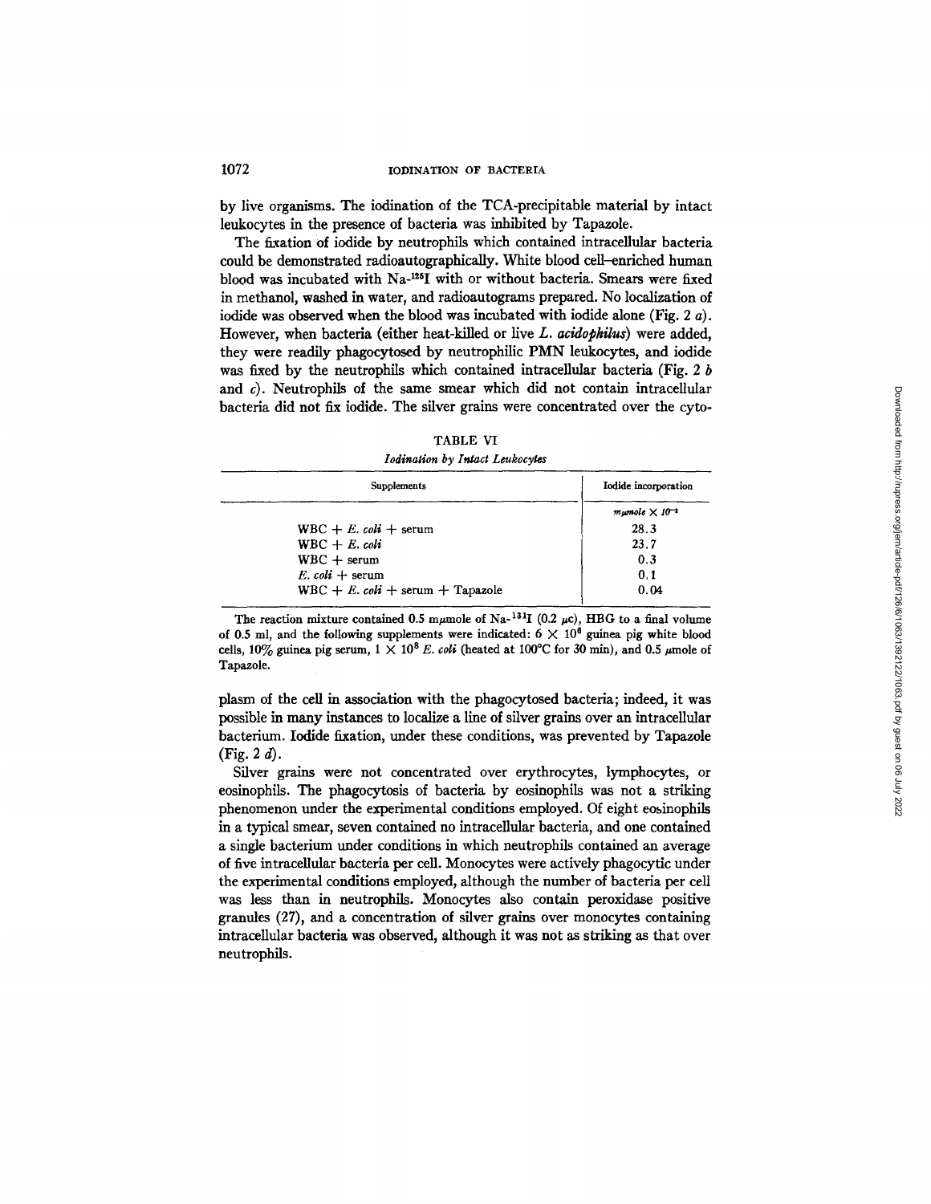by live organisms. The iodination of the TCA-precipitable material by intact leukocytes in the presence of bacteria was inhibited by Tapazole.

The fixation of iodide by neutrophils which contained intracellular bacteria could be demonstrated radioautographically. White blood cell–enriched human blood was incubated with Na-$^{125}$I with or without bacteria. Smears were fixed in methanol, washed in water, and radioautograms prepared. No localization of iodide was observed when the blood was incubated with iodide alone (Fig. 2 *a*). However, when bacteria (either heat-killed or live *L. acidophilus*) were added, they were readily phagocytosed by neutrophilic PMN leukocytes, and iodide was fixed by the neutrophils which contained intracellular bacteria (Fig. 2 *b* and *c*). Neutrophils of the same smear which did not contain intracellular bacteria did not fix iodide. The silver grains were concentrated over the cytoplasm of the cell in association with the phagocytosed bacteria; indeed, it was possible in many instances to localize a line of silver grains over an intracellular bacterium. Iodide fixation, under these conditions, was prevented by Tapazole (Fig. 2 *d*).

TABLE VI

*Iodination by Intact Leukocytes*

| Supplements | Iodide incorporation |
|---|---|
| | $m\mu mole \times 10^{-2}$ |
| WBC + *E. coli* + serum | 28.3 |
| WBC + *E. coli* | 23.7 |
| WBC + serum | 0.3 |
| *E. coli* + serum | 0.1 |
| WBC + *E. coli* + serum + Tapazole | 0.04 |

The reaction mixture contained 0.5 mμmole of Na-$^{131}$I (0.2 μc), HBG to a final volume of 0.5 ml, and the following supplements were indicated: $6 \times 10^6$ guinea pig white blood cells, 10% guinea pig serum, $1 \times 10^8$ *E. coli* (heated at 100°C for 30 min), and 0.5 μmole of Tapazole.

Silver grains were not concentrated over erythrocytes, lymphocytes, or eosinophils. The phagocytosis of bacteria by eosinophils was not a striking phenomenon under the experimental conditions employed. Of eight eosinophils in a typical smear, seven contained no intracellular bacteria, and one contained a single bacterium under conditions in which neutrophils contained an average of five intracellular bacteria per cell. Monocytes were actively phagocytic under the experimental conditions employed, although the number of bacteria per cell was less than in neutrophils. Monocytes also contain peroxidase positive granules (27), and a concentration of silver grains over monocytes containing intracellular bacteria was observed, although it was not as striking as that over neutrophils.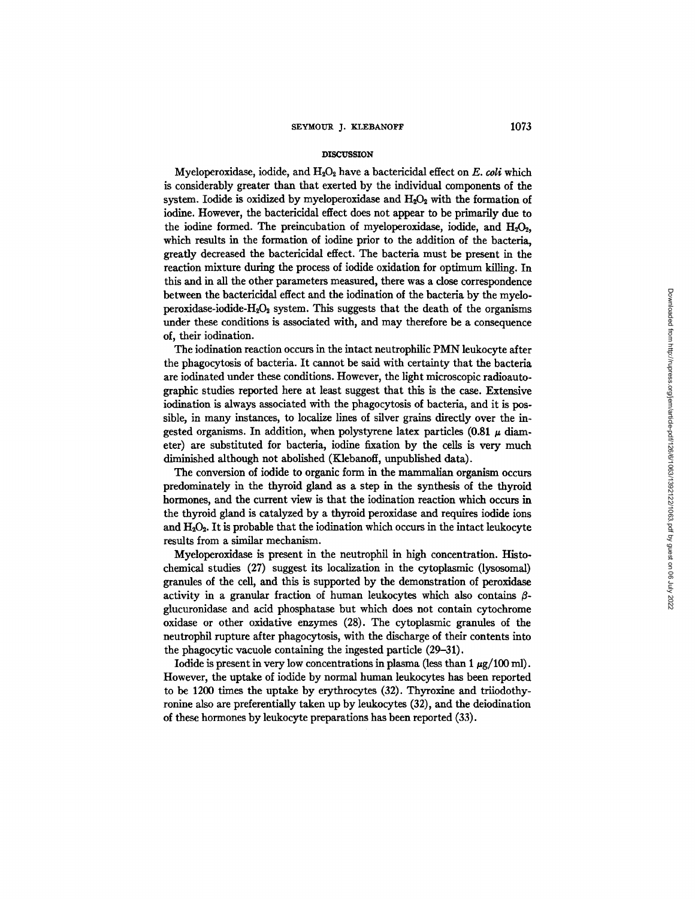## DISCUSSION

Myeloperoxidase, iodide, and $H_2O_2$ have a bactericidal effect on *E. coli* which is considerably greater than that exerted by the individual components of the system. Iodide is oxidized by myeloperoxidase and $H_2O_2$ with the formation of iodine. However, the bactericidal effect does not appear to be primarily due to the iodine formed. The preincubation of myeloperoxidase, iodide, and $H_2O_2$, which results in the formation of iodine prior to the addition of the bacteria, greatly decreased the bactericidal effect. The bacteria must be present in the reaction mixture during the process of iodide oxidation for optimum killing. In this and in all the other parameters measured, there was a close correspondence between the bactericidal effect and the iodination of the bacteria by the myeloperoxidase-iodide-$H_2O_2$ system. This suggests that the death of the organisms under these conditions is associated with, and may therefore be a consequence of, their iodination.

The iodination reaction occurs in the intact neutrophilic PMN leukocyte after the phagocytosis of bacteria. It cannot be said with certainty that the bacteria are iodinated under these conditions. However, the light microscopic radioautographic studies reported here at least suggest that this is the case. Extensive iodination is always associated with the phagocytosis of bacteria, and it is possible, in many instances, to localize lines of silver grains directly over the ingested organisms. In addition, when polystyrene latex particles (0.81 $\mu$ diameter) are substituted for bacteria, iodine fixation by the cells is very much diminished although not abolished (Klebanoff, unpublished data).

The conversion of iodide to organic form in the mammalian organism occurs predominately in the thyroid gland as a step in the synthesis of the thyroid hormones, and the current view is that the iodination reaction which occurs in the thyroid gland is catalyzed by a thyroid peroxidase and requires iodide ions and $H_2O_2$. It is probable that the iodination which occurs in the intact leukocyte results from a similar mechanism.

Myeloperoxidase is present in the neutrophil in high concentration. Histochemical studies (27) suggest its localization in the cytoplasmic (lysosomal) granules of the cell, and this is supported by the demonstration of peroxidase activity in a granular fraction of human leukocytes which also contains $\beta$-glucuronidase and acid phosphatase but which does not contain cytochrome oxidase or other oxidative enzymes (28). The cytoplasmic granules of the neutrophil rupture after phagocytosis, with the discharge of their contents into the phagocytic vacuole containing the ingested particle (29–31).

Iodide is present in very low concentrations in plasma (less than 1 $\mu$g/100 ml). However, the uptake of iodide by normal human leukocytes has been reported to be 1200 times the uptake by erythrocytes (32). Thyroxine and triiodothyronine also are preferentially taken up by leukocytes (32), and the deiodination of these hormones by leukocyte preparations has been reported (33).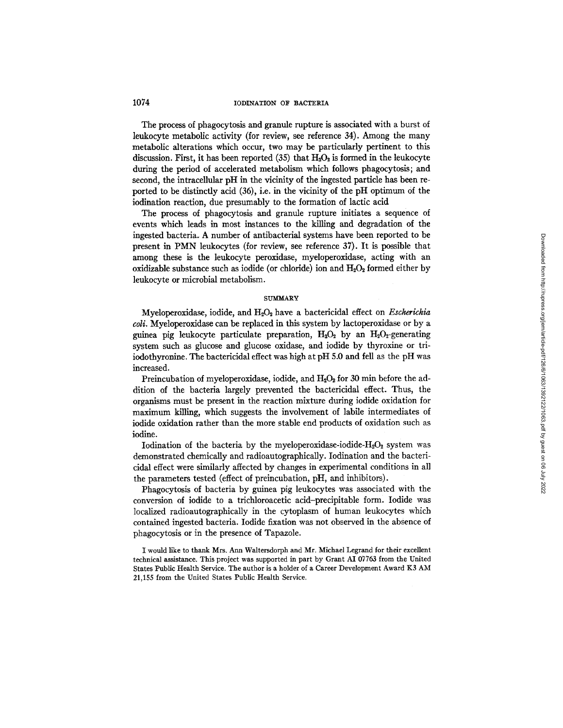The process of phagocytosis and granule rupture is associated with a burst of leukocyte metabolic activity (for review, see reference 34). Among the many metabolic alterations which occur, two may be particularly pertinent to this discussion. First, it has been reported (35) that $H_2O_2$ is formed in the leukocyte during the period of accelerated metabolism which follows phagocytosis; and second, the intracellular pH in the vicinity of the ingested particle has been reported to be distinctly acid (36), i.e. in the vicinity of the pH optimum of the iodination reaction, due presumably to the formation of lactic acid

The process of phagocytosis and granule rupture initiates a sequence of events which leads in most instances to the killing and degradation of the ingested bacteria. A number of antibacterial systems have been reported to be present in PMN leukocytes (for review, see reference 37). It is possible that among these is the leukocyte peroxidase, myeloperoxidase, acting with an oxidizable substance such as iodide (or chloride) ion and $H_2O_2$ formed either by leukocyte or microbial metabolism.

## SUMMARY

Myeloperoxidase, iodide, and $H_2O_2$ have a bactericidal effect on *Escherichia coli*. Myeloperoxidase can be replaced in this system by lactoperoxidase or by a guinea pig leukocyte particulate preparation, $H_2O_2$ by an $H_2O_2$-generating system such as glucose and glucose oxidase, and iodide by thyroxine or triiodothyronine. The bactericidal effect was high at pH 5.0 and fell as the pH was increased.

Preincubation of myeloperoxidase, iodide, and $H_2O_2$ for 30 min before the addition of the bacteria largely prevented the bactericidal effect. Thus, the organisms must be present in the reaction mixture during iodide oxidation for maximum killing, which suggests the involvement of labile intermediates of iodide oxidation rather than the more stable end products of oxidation such as iodine.

Iodination of the bacteria by the myeloperoxidase-iodide-$H_2O_2$ system was demonstrated chemically and radioautographically. Iodination and the bactericidal effect were similarly affected by changes in experimental conditions in all the parameters tested (effect of preincubation, pH, and inhibitors).

Phagocytosis of bacteria by guinea pig leukocytes was associated with the conversion of iodide to a trichloroacetic acid–precipitable form. Iodide was localized radioautographically in the cytoplasm of human leukocytes which contained ingested bacteria. Iodide fixation was not observed in the absence of phagocytosis or in the presence of Tapazole.

I would like to thank Mrs. Ann Waltersdorph and Mr. Michael Legrand for their excellent technical assistance. This project was supported in part by Grant AI 07763 from the United States Public Health Service. The author is a holder of a Career Development Award K3 AM 21,155 from the United States Public Health Service.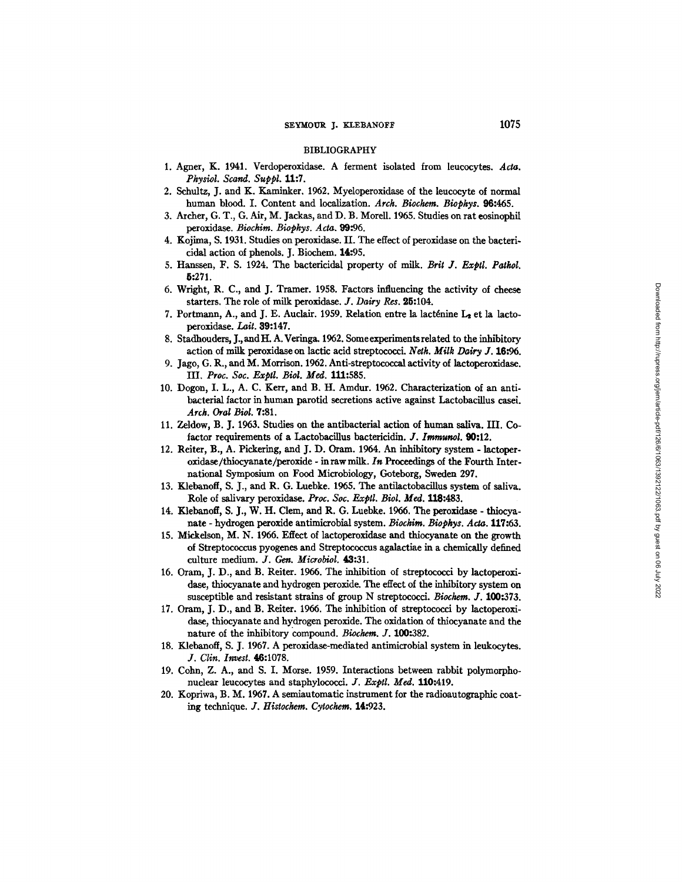## BIBLIOGRAPHY

1. Agner, K. 1941. Verdoperoxidase. A ferment isolated from leucocytes. *Acta. Physiol. Scand. Suppl.* **11:**7.
2. Schultz, J. and K. Kaminker. 1962. Myeloperoxidase of the leucocyte of normal human blood. I. Content and localization. *Arch. Biochem. Biophys.* **96:**465.
3. Archer, G. T., G. Air, M. Jackas, and D. B. Morell. 1965. Studies on rat eosinophil peroxidase. *Biochim. Biophys. Acta.* **99:**96.
4. Kojima, S. 1931. Studies on peroxidase. II. The effect of peroxidase on the bactericidal action of phenols. J. Biochem. **14:**95.
5. Hanssen, F. S. 1924. The bactericidal property of milk. *Brit J. Exptl. Pathol.* **5:**271.
6. Wright, R. C., and J. Tramer. 1958. Factors influencing the activity of cheese starters. The role of milk peroxidase. *J. Dairy Res.* **25:**104.
7. Portmann, A., and J. E. Auclair. 1959. Relation entre la lacténine $L_2$ et la lactoperoxidase. *Lait.* **39:**147.
8. Stadhouders, J., and H. A. Veringa. 1962. Some experiments related to the inhibitory action of milk peroxidase on lactic acid streptococci. *Neth. Milk Dairy J.* **16:**96.
9. Jago, G. R., and M. Morrison. 1962. Anti-streptococcal activity of lactoperoxidase. III. *Proc. Soc. Exptl. Biol. Med.* **111:**585.
10. Dogon, I. L., A. C. Kerr, and B. H. Amdur. 1962. Characterization of an antibacterial factor in human parotid secretions active against Lactobacillus casei. *Arch. Oral Biol.* **7:**81.
11. Zeldow, B. J. 1963. Studies on the antibacterial action of human saliva. III. Cofactor requirements of a Lactobacillus bactericidin. *J. Immunol.* **90:**12.
12. Reiter, B., A. Pickering, and J. D. Oram. 1964. An inhibitory system - lactoperoxidase/thiocyanate/peroxide - in raw milk. *In* Proceedings of the Fourth International Symposium on Food Microbiology, Goteborg, Sweden 297.
13. Klebanoff, S. J., and R. G. Luebke. 1965. The antilactobacillus system of saliva. Role of salivary peroxidase. *Proc. Soc. Exptl. Biol. Med.* **118:**483.
14. Klebanoff, S. J., W. H. Clem, and R. G. Luebke. 1966. The peroxidase - thiocyanate - hydrogen peroxide antimicrobial system. *Biochim. Biophys. Acta.* **117:**63.
15. Mickelson, M. N. 1966. Effect of lactoperoxidase and thiocyanate on the growth of Streptococcus pyogenes and Streptococcus agalactiae in a chemically defined culture medium. *J. Gen. Microbiol.* **43:**31.
16. Oram, J. D., and B. Reiter. 1966. The inhibition of streptococci by lactoperoxidase, thiocyanate and hydrogen peroxide. The effect of the inhibitory system on susceptible and resistant strains of group N streptococci. *Biochem. J.* **100:**373.
17. Oram, J. D., and B. Reiter. 1966. The inhibition of streptococci by lactoperoxidase, thiocyanate and hydrogen peroxide. The oxidation of thiocyanate and the nature of the inhibitory compound. *Biochem. J.* **100:**382.
18. Klebanoff, S. J. 1967. A peroxidase-mediated antimicrobial system in leukocytes. *J. Clin. Invest.* **46:**1078.
19. Cohn, Z. A., and S. I. Morse. 1959. Interactions between rabbit polymorphonuclear leucocytes and staphylococci. *J. Exptl. Med.* **110:**419.
20. Kopriwa, B. M. 1967. A semiautomatic instrument for the radioautographic coating technique. *J. Histochem. Cytochem.* **14:**923.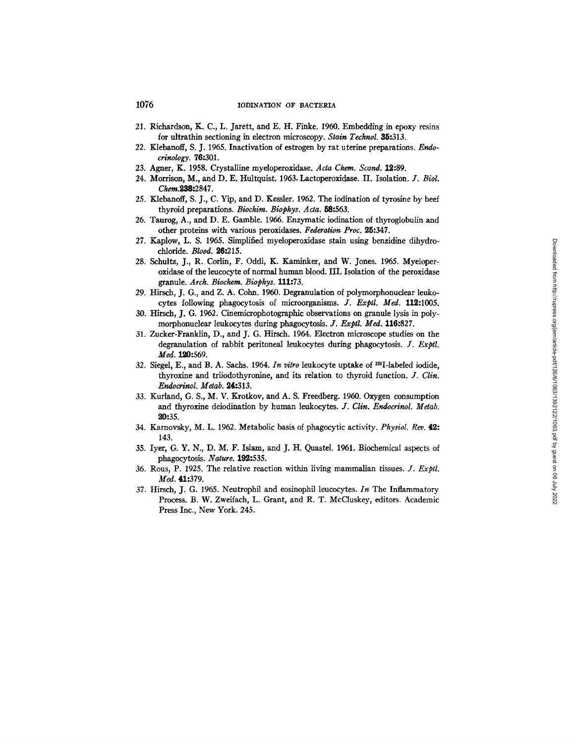21. Richardson, K. C., L. Jarett, and E. H. Finke. 1960. Embedding in epoxy resins for ultrathin sectioning in electron microscopy. *Stain Technol.* **35:**313.
22. Klebanoff, S. J. 1965. Inactivation of estrogen by rat uterine preparations. *Endocrinology.* **76:**301.
23. Agner, K. 1958. Crystalline myeloperoxidase. *Acta Chem. Scand.* **12:**89.
24. Morrison, M., and D. E. Hultquist. 1963. Lactoperoxidase. II. Isolation. *J. Biol. Chem.***238:**2847.
25. Klebanoff, S. J., C. Yip, and D. Kessler. 1962. The iodination of tyrosine by beef thyroid preparations. *Biochim. Biophys. Acta.* **58:**563.
26. Taurog, A., and D. E. Gamble. 1966. Enzymatic iodination of thyroglobulin and other proteins with various peroxidases. *Federation Proc.* **25:**347.
27. Kaplow, L. S. 1965. Simplified myeloperoxidase stain using benzidine dihydrochloride. *Blood.* **26:**215.
28. Schultz, J., R. Corlin, F. Oddi, K. Kaminker, and W. Jones. 1965. Myeloperoxidase of the leucocyte of normal human blood. III. Isolation of the peroxidase granule. *Arch. Biochem. Biophys.* **111:**73.
29. Hirsch, J. G., and Z. A. Cohn. 1960. Degranulation of polymorphonuclear leukocytes following phagocytosis of microorganisms. *J. Exptl. Med.* **112:**1005.
30. Hirsch, J. G. 1962. Cinemicrophotographic observations on granule lysis in polymorphonuclear leukocytes during phagocytosis. *J. Exptl. Med.* **116:**827.
31. Zucker-Franklin, D., and J. G. Hirsch. 1964. Electron microscope studies on the degranulation of rabbit peritoneal leukocytes during phagocytosis. *J. Exptl. Med.* **120:**569.
32. Siegel, E., and B. A. Sachs. 1964. *In vitro* leukocyte uptake of $^{131}$I-labeled iodide, thyroxine and triiodothyronine, and its relation to thyroid function. *J. Clin. Endocrinol. Metab.* **24:**313.
33. Kurland, G. S., M. V. Krotkov, and A. S. Freedberg. 1960. Oxygen consumption and thyroxine deiodination by human leukocytes. *J. Clin. Endocrinol. Metab.* **20:**35.
34. Karnovsky, M. L. 1962. Metabolic basis of phagocytic activity. *Physiol. Rev.* **42:** 143.
35. Iyer, G. Y. N., D. M. F. Islam, and J. H. Quastel. 1961. Biochemical aspects of phagocytosis. *Nature.* **192:**535.
36. Rous, P. 1925. The relative reaction within living mammalian tissues. *J. Exptl. Med.* **41:**379.
37. Hirsch, J. G. 1965. Neutrophil and eosinophil leucocytes. *In* The Inflammatory Process. B. W. Zweifach, L. Grant, and R. T. McCluskey, editors. Academic Press Inc., New York. 245.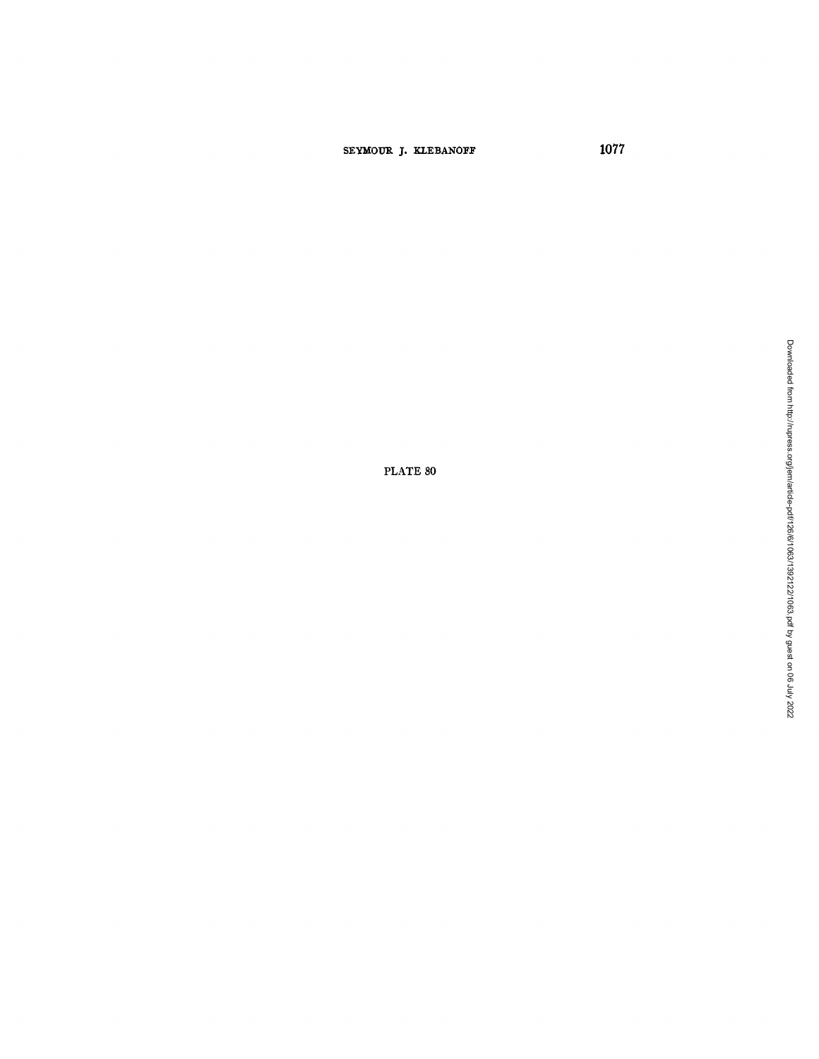PLATE 80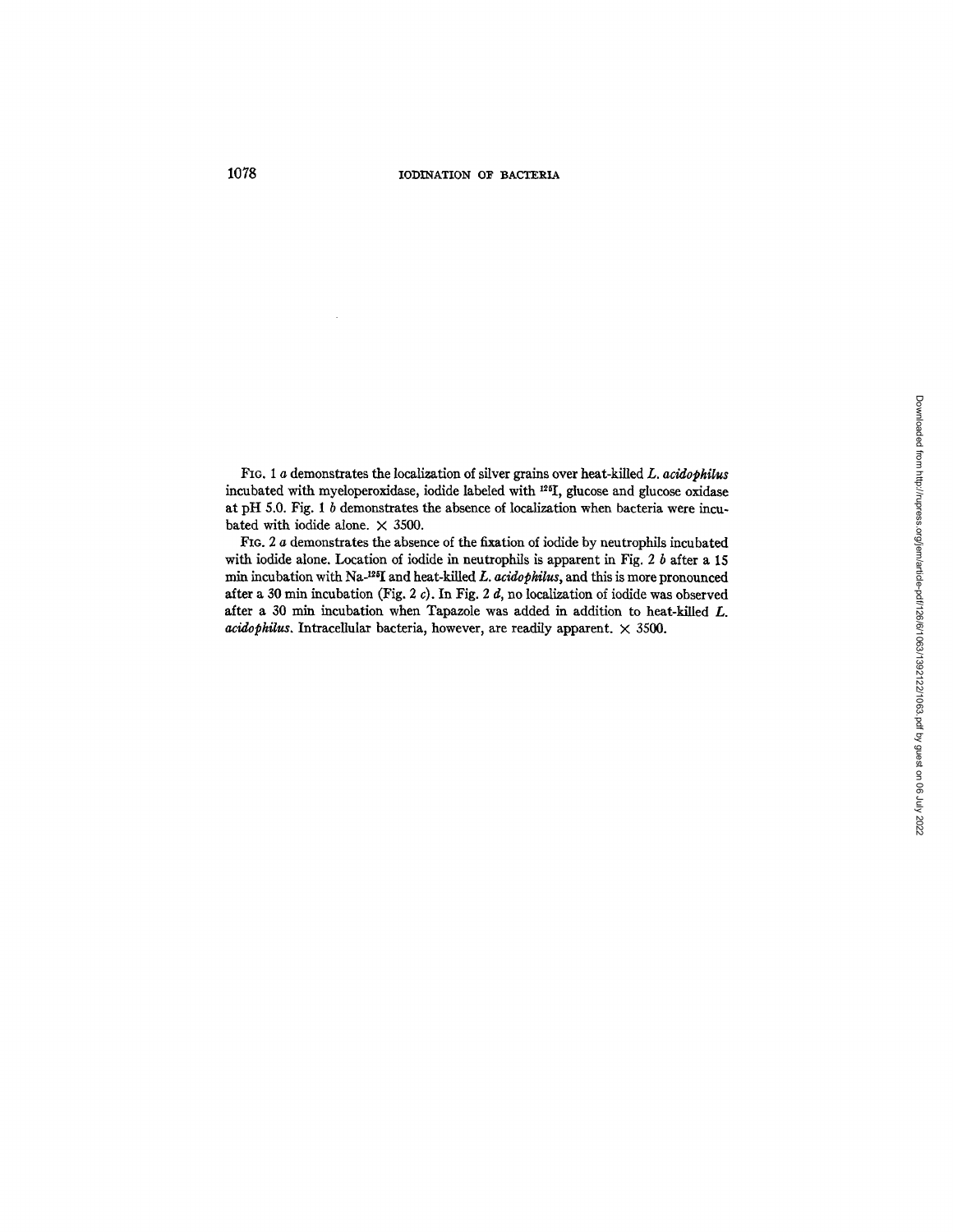Fig. 1 *a* demonstrates the localization of silver grains over heat-killed *L. acidophilus* incubated with myeloperoxidase, iodide labeled with $^{125}$I, glucose and glucose oxidase at pH 5.0. Fig. 1 *b* demonstrates the absence of localization when bacteria were incubated with iodide alone. × 3500.

Fig. 2 *a* demonstrates the absence of the fixation of iodide by neutrophils incubated with iodide alone. Location of iodide in neutrophils is apparent in Fig. 2 *b* after a 15 min incubation with Na-$^{125}$I and heat-killed *L. acidophilus*, and this is more pronounced after a 30 min incubation (Fig. 2 *c*). In Fig. 2 *d*, no localization of iodide was observed after a 30 min incubation when Tapazole was added in addition to heat-killed *L. acidophilus*. Intracellular bacteria, however, are readily apparent. × 3500.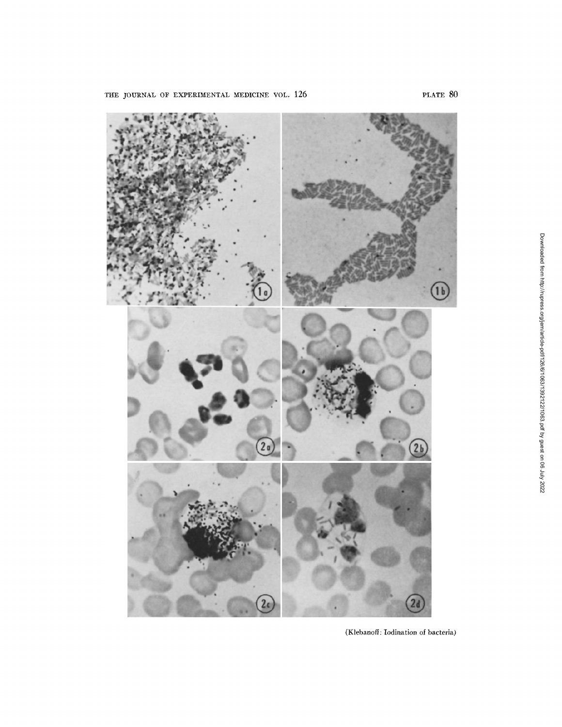(Klebanoff: Iodination of bacteria)